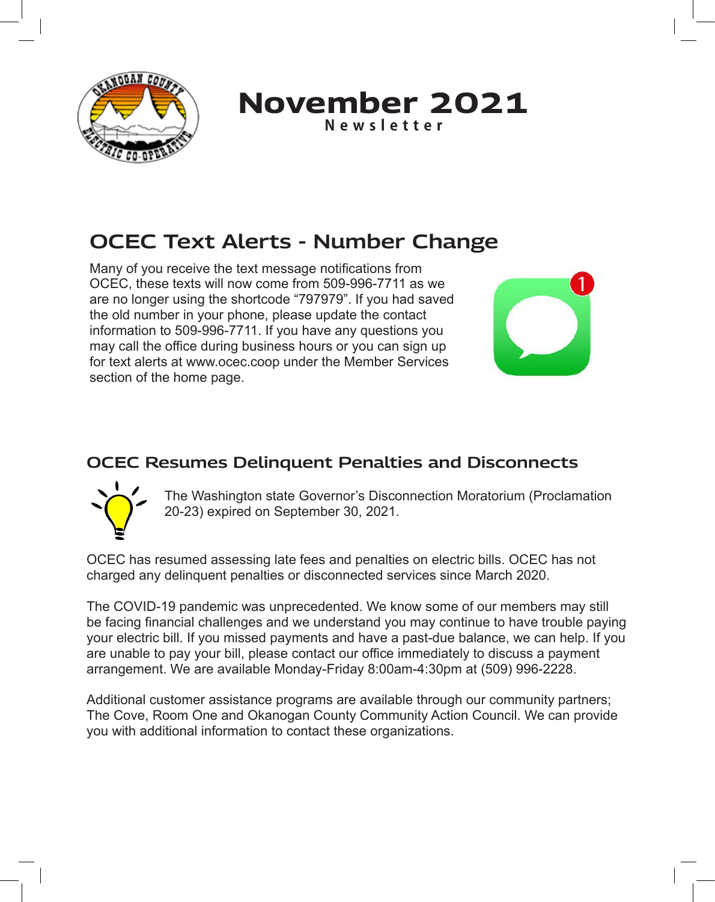# November 2021

**Newsletter**

## OCEC Text Alerts - Number Change

Many of you receive the text message notifications from OCEC, these texts will now come from 509-996-7711 as we are no longer using the shortcode “797979”. If you had saved the old number in your phone, please update the contact information to 509-996-7711. If you have any questions you may call the office during business hours or you can sign up for text alerts at www.ocec.coop under the Member Services section of the home page.

## OCEC Resumes Delinquent Penalties and Disconnects

The Washington state Governor’s Disconnection Moratorium (Proclamation 20-23) expired on September 30, 2021.

OCEC has resumed assessing late fees and penalties on electric bills. OCEC has not charged any delinquent penalties or disconnected services since March 2020.

The COVID-19 pandemic was unprecedented. We know some of our members may still be facing financial challenges and we understand you may continue to have trouble paying your electric bill. If you missed payments and have a past-due balance, we can help. If you are unable to pay your bill, please contact our office immediately to discuss a payment arrangement. We are available Monday-Friday 8:00am-4:30pm at (509) 996-2228.

Additional customer assistance programs are available through our community partners; The Cove, Room One and Okanogan County Community Action Council. We can provide you with additional information to contact these organizations.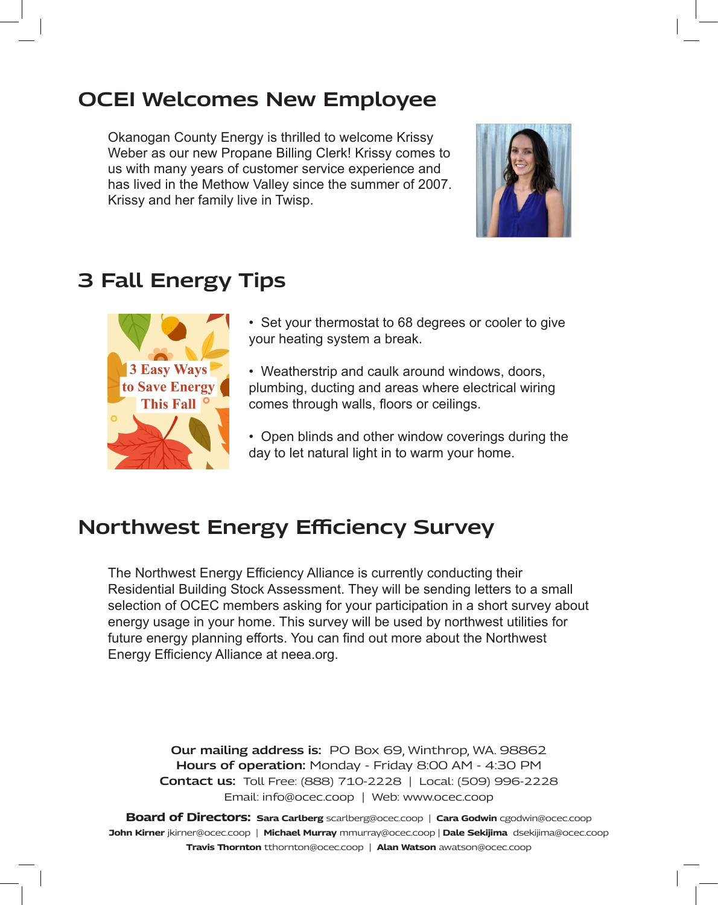## OCEI Welcomes New Employee

Okanogan County Energy is thrilled to welcome Krissy Weber as our new Propane Billing Clerk! Krissy comes to us with many years of customer service experience and has lived in the Methow Valley since the summer of 2007. Krissy and her family live in Twisp.

## 3 Fall Energy Tips

3 Easy Ways to Save Energy This Fall

- Set your thermostat to 68 degrees or cooler to give your heating system a break.
- Weatherstrip and caulk around windows, doors, plumbing, ducting and areas where electrical wiring comes through walls, floors or ceilings.
- Open blinds and other window coverings during the day to let natural light in to warm your home.

## Northwest Energy Efficiency Survey

The Northwest Energy Efficiency Alliance is currently conducting their Residential Building Stock Assessment. They will be sending letters to a small selection of OCEC members asking for your participation in a short survey about energy usage in your home. This survey will be used by northwest utilities for future energy planning efforts. You can find out more about the Northwest Energy Efficiency Alliance at neea.org.

**Our mailing address is:** PO Box 69, Winthrop, WA. 98862
**Hours of operation:** Monday - Friday 8:00 AM - 4:30 PM
**Contact us:** Toll Free: (888) 710-2228 | Local: (509) 996-2228
Email: info@ocec.coop | Web: www.ocec.coop

**Board of Directors:** **Sara Carlberg** scarlberg@ocec.coop | **Cara Godwin** cgodwin@ocec.coop
**John Kirner** jkirner@ocec.coop | **Michael Murray** mmurray@ocec.coop | **Dale Sekijima** dsekijima@ocec.coop
**Travis Thornton** tthornton@ocec.coop | **Alan Watson** awatson@ocec.coop